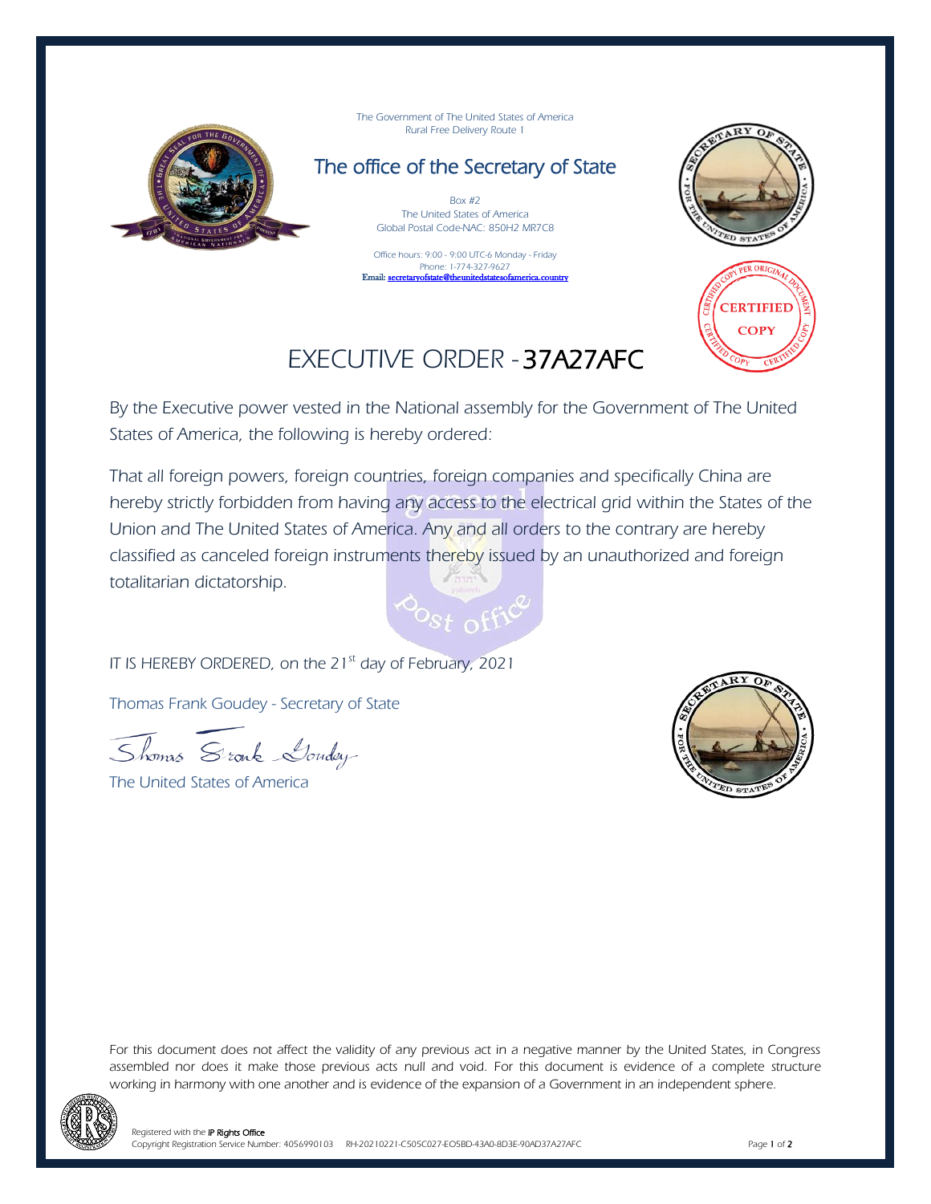The Government of The United States of America
Rural Free Delivery Route 1

## The office of the Secretary of State

Box #2
The United States of America
Global Postal Code-NAC: 850H2 MR7C8

Office hours: 9:00 - 9:00 UTC-6 Monday - Friday
Phone: 1-774-327-9627
Email: secretaryofstate@theunitedstatesofamerica.country

# EXECUTIVE ORDER - 37A27AFC

By the Executive power vested in the National assembly for the Government of The United States of America, the following is hereby ordered:

That all foreign powers, foreign countries, foreign companies and specifically China are hereby strictly forbidden from having any access to the electrical grid within the States of the Union and The United States of America. Any and all orders to the contrary are hereby classified as canceled foreign instruments thereby issued by an unauthorized and foreign totalitarian dictatorship.

IT IS HEREBY ORDERED, on the 21st day of February, 2021

Thomas Frank Goudey - Secretary of State

Thomas Frank Goudey

The United States of America

For this document does not affect the validity of any previous act in a negative manner by the United States, in Congress assembled nor does it make those previous acts null and void. For this document is evidence of a complete structure working in harmony with one another and is evidence of the expansion of a Government in an independent sphere.

Registered with the IP Rights Office
Copyright Registration Service Number: 4056990103 RH-20210221-C505C027-EO5BD-43A0-8D3E-90AD37A27AFC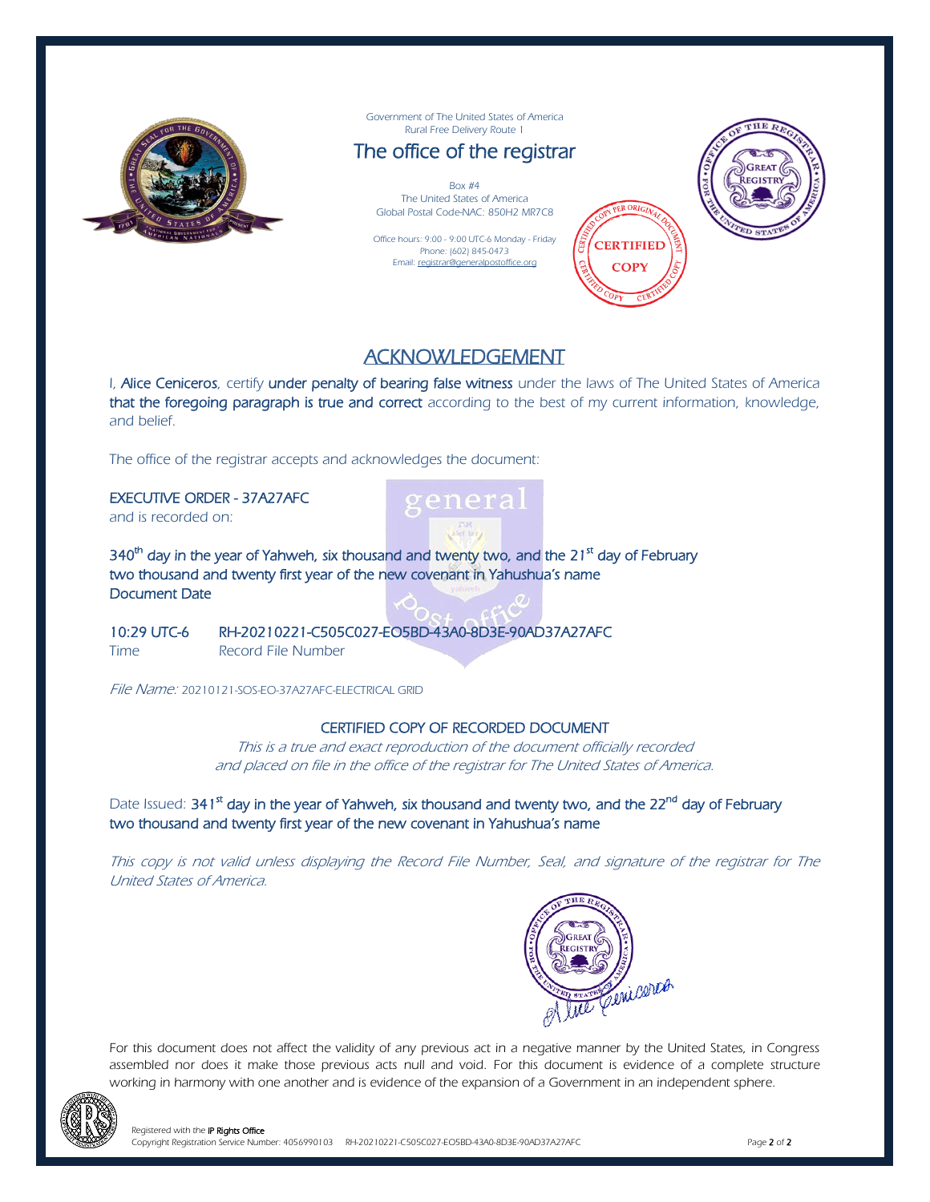Government of The United States of America
Rural Free Delivery Route 1

# The office of the registrar

Box #4
The United States of America
Global Postal Code-NAC: 850H2 MR7C8

Office hours: 9:00 - 9:00 UTC-6 Monday - Friday
Phone: (602) 845-0473
Email: registrar@generalpostoffice.org

CERTIFIED COPY

## ACKNOWLEDGEMENT

I, Alice Ceniceros, certify under penalty of bearing false witness under the laws of The United States of America that the foregoing paragraph is true and correct according to the best of my current information, knowledge, and belief.

The office of the registrar accepts and acknowledges the document:

EXECUTIVE ORDER - 37A27AFC
and is recorded on:

340th day in the year of Yahweh, six thousand and twenty two, and the 21st day of February two thousand and twenty first year of the new covenant in Yahushua's name
Document Date

| | |
|---|---|
| 10:29 UTC-6 | RH-20210221-C505C027-EO5BD-43A0-8D3E-90AD37A27AFC |
| Time | Record File Number |

*File Name:* 20210121-SOS-EO-37A27AFC-ELECTRICAL GRID

### CERTIFIED COPY OF RECORDED DOCUMENT

*This is a true and exact reproduction of the document officially recorded and placed on file in the office of the registrar for The United States of America.*

Date Issued: 341st day in the year of Yahweh, six thousand and twenty two, and the 22nd day of February two thousand and twenty first year of the new covenant in Yahushua's name

*This copy is not valid unless displaying the Record File Number, Seal, and signature of the registrar for The United States of America.*

Alice Ceniceros

For this document does not affect the validity of any previous act in a negative manner by the United States, in Congress assembled nor does it make those previous acts null and void. For this document is evidence of a complete structure working in harmony with one another and is evidence of the expansion of a Government in an independent sphere.

Registered with the IP Rights Office
Copyright Registration Service Number: 4056990103 RH-20210221-C505C027-EO5BD-43A0-8D3E-90AD37A27AFC